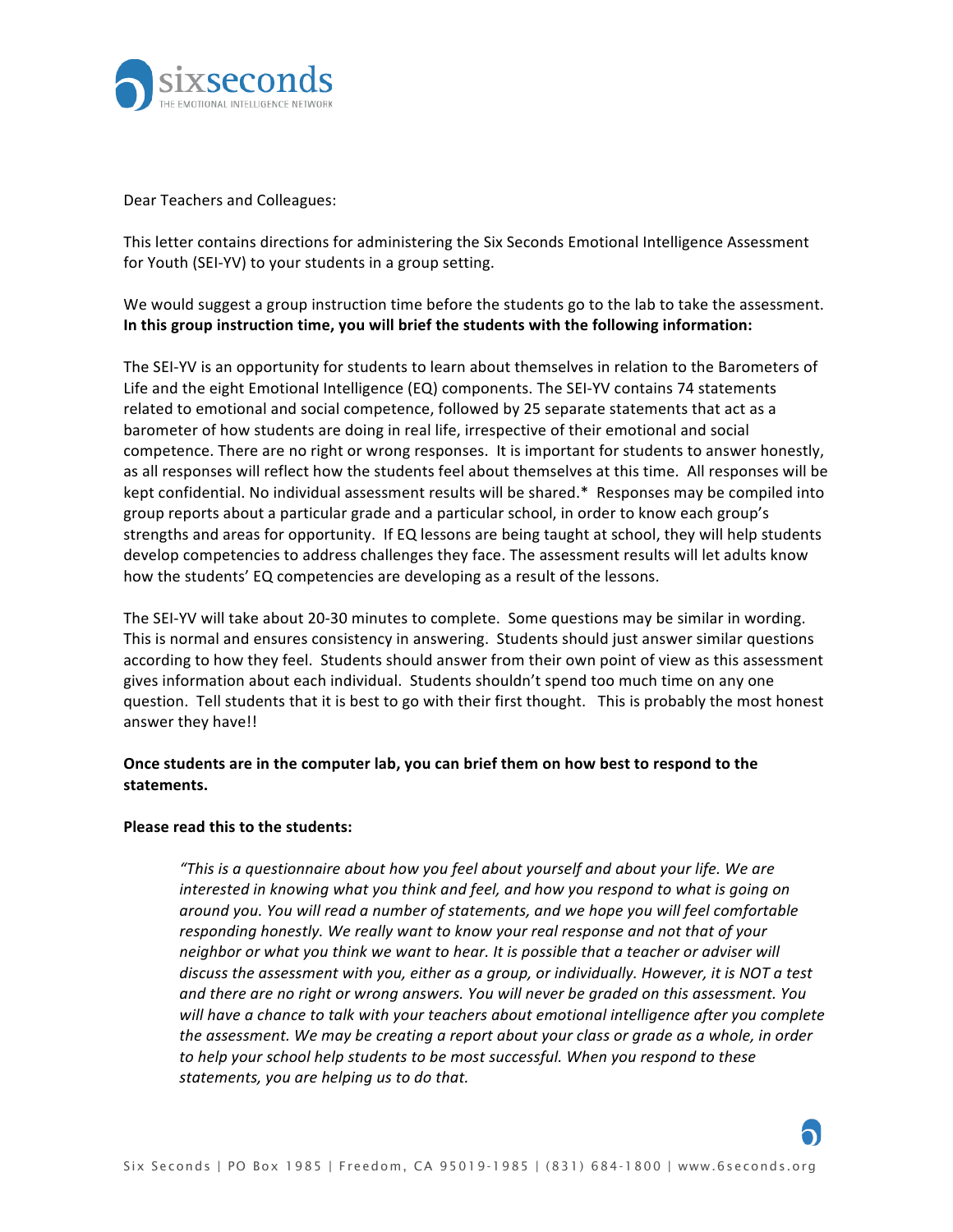Dear Teachers and Colleagues:

This letter contains directions for administering the Six Seconds Emotional Intelligence Assessment for Youth (SEI-YV) to your students in a group setting.

We would suggest a group instruction time before the students go to the lab to take the assessment. **In this group instruction time, you will brief the students with the following information:**

The SEI-YV is an opportunity for students to learn about themselves in relation to the Barometers of Life and the eight Emotional Intelligence (EQ) components. The SEI-YV contains 74 statements related to emotional and social competence, followed by 25 separate statements that act as a barometer of how students are doing in real life, irrespective of their emotional and social competence. There are no right or wrong responses. It is important for students to answer honestly, as all responses will reflect how the students feel about themselves at this time. All responses will be kept confidential. No individual assessment results will be shared.* Responses may be compiled into group reports about a particular grade and a particular school, in order to know each group's strengths and areas for opportunity. If EQ lessons are being taught at school, they will help students develop competencies to address challenges they face. The assessment results will let adults know how the students' EQ competencies are developing as a result of the lessons.

The SEI-YV will take about 20-30 minutes to complete. Some questions may be similar in wording. This is normal and ensures consistency in answering. Students should just answer similar questions according to how they feel. Students should answer from their own point of view as this assessment gives information about each individual. Students shouldn't spend too much time on any one question. Tell students that it is best to go with their first thought. This is probably the most honest answer they have!!

**Once students are in the computer lab, you can brief them on how best to respond to the statements.**

**Please read this to the students:**

> *"This is a questionnaire about how you feel about yourself and about your life. We are interested in knowing what you think and feel, and how you respond to what is going on around you. You will read a number of statements, and we hope you will feel comfortable responding honestly. We really want to know your real response and not that of your neighbor or what you think we want to hear. It is possible that a teacher or adviser will discuss the assessment with you, either as a group, or individually. However, it is NOT a test and there are no right or wrong answers. You will never be graded on this assessment. You will have a chance to talk with your teachers about emotional intelligence after you complete the assessment. We may be creating a report about your class or grade as a whole, in order to help your school help students to be most successful. When you respond to these statements, you are helping us to do that.*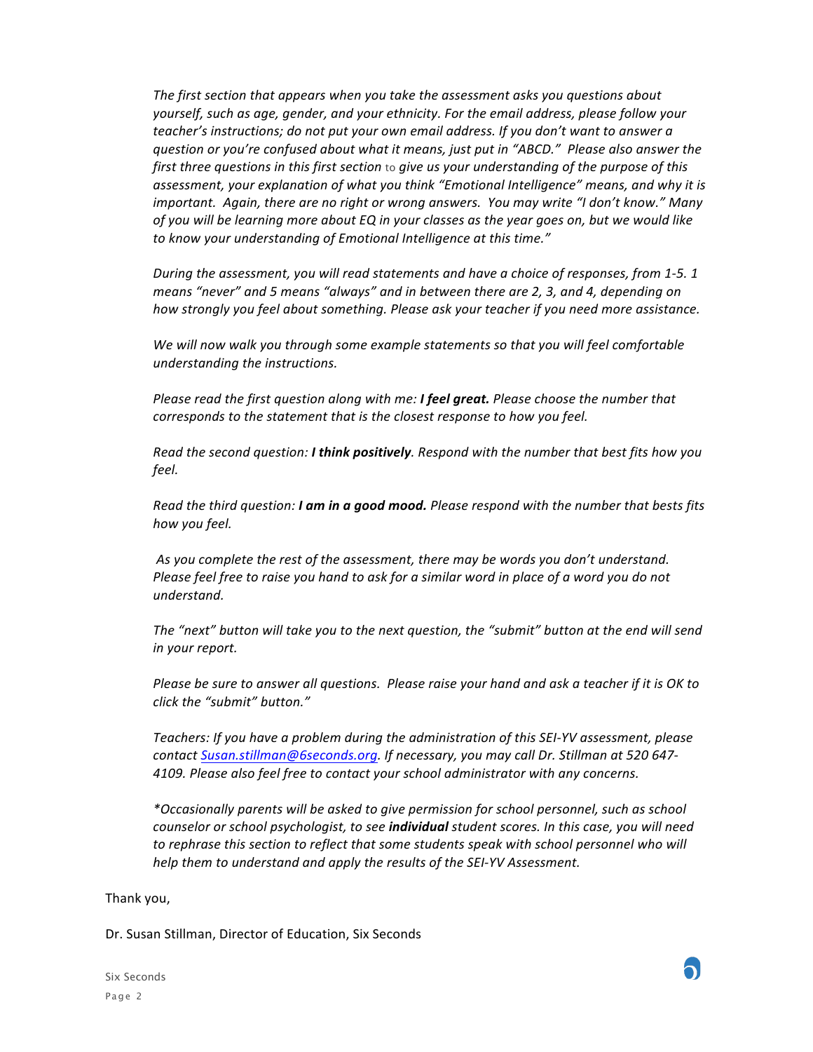*The first section that appears when you take the assessment asks you questions about yourself, such as age, gender, and your ethnicity. For the email address, please follow your teacher's instructions; do not put your own email address. If you don't want to answer a question or you're confused about what it means, just put in "ABCD." Please also answer the first three questions in this first section* to *give us your understanding of the purpose of this assessment, your explanation of what you think "Emotional Intelligence" means, and why it is important. Again, there are no right or wrong answers. You may write "I don't know." Many of you will be learning more about EQ in your classes as the year goes on, but we would like to know your understanding of Emotional Intelligence at this time."*

*During the assessment, you will read statements and have a choice of responses, from 1-5. 1 means "never" and 5 means "always" and in between there are 2, 3, and 4, depending on how strongly you feel about something. Please ask your teacher if you need more assistance.*

*We will now walk you through some example statements so that you will feel comfortable understanding the instructions.*

*Please read the first question along with me:* ***I feel great.*** *Please choose the number that corresponds to the statement that is the closest response to how you feel.*

*Read the second question:* ***I think positively****. Respond with the number that best fits how you feel.*

*Read the third question:* ***I am in a good mood.*** *Please respond with the number that bests fits how you feel.*

*As you complete the rest of the assessment, there may be words you don't understand. Please feel free to raise you hand to ask for a similar word in place of a word you do not understand.*

*The "next" button will take you to the next question, the "submit" button at the end will send in your report.*

*Please be sure to answer all questions. Please raise your hand and ask a teacher if it is OK to click the "submit" button."*

*Teachers: If you have a problem during the administration of this SEI-YV assessment, please contact [Susan.stillman@6seconds.org](mailto:Susan.stillman@6seconds.org). If necessary, you may call Dr. Stillman at 520 647-4109. Please also feel free to contact your school administrator with any concerns.*

*\*Occasionally parents will be asked to give permission for school personnel, such as school counselor or school psychologist, to see* ***individual*** *student scores. In this case, you will need to rephrase this section to reflect that some students speak with school personnel who will help them to understand and apply the results of the SEI-YV Assessment.*

Thank you,

Dr. Susan Stillman, Director of Education, Six Seconds